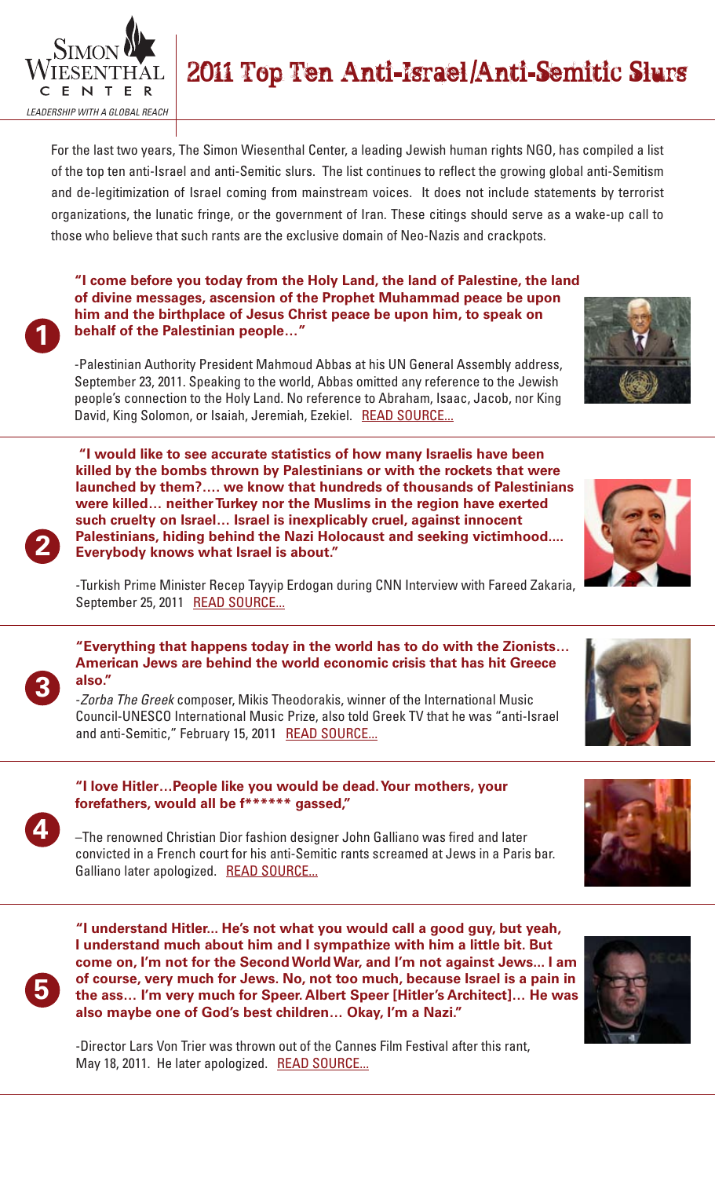SIMON WIESENTHAL CENTER

*LEADERSHIP WITH A GLOBAL REACH*

# 2011 Top Ten Anti-Israel/Anti-Semitic Slurs

For the last two years, The Simon Wiesenthal Center, a leading Jewish human rights NGO, has compiled a list of the top ten anti-Israel and anti-Semitic slurs. The list continues to reflect the growing global anti-Semitism and de-legitimization of Israel coming from mainstream voices. It does not include statements by terrorist organizations, the lunatic fringe, or the government of Iran. These citings should serve as a wake-up call to those who believe that such rants are the exclusive domain of Neo-Nazis and crackpots.

## 1

**"I come before you today from the Holy Land, the land of Palestine, the land of divine messages, ascension of the Prophet Muhammad peace be upon him and the birthplace of Jesus Christ peace be upon him, to speak on behalf of the Palestinian people…"**

-Palestinian Authority President Mahmoud Abbas at his UN General Assembly address, September 23, 2011. Speaking to the world, Abbas omitted any reference to the Jewish people's connection to the Holy Land. No reference to Abraham, Isaac, Jacob, nor King David, King Solomon, or Isaiah, Jeremiah, Ezekiel. READ SOURCE...

## 2

**"I would like to see accurate statistics of how many Israelis have been killed by the bombs thrown by Palestinians or with the rockets that were launched by them?.... we know that hundreds of thousands of Palestinians were killed… neither Turkey nor the Muslims in the region have exerted such cruelty on Israel… Israel is inexplicably cruel, against innocent Palestinians, hiding behind the Nazi Holocaust and seeking victimhood.... Everybody knows what Israel is about."**

-Turkish Prime Minister Recep Tayyip Erdogan during CNN Interview with Fareed Zakaria, September 25, 2011 READ SOURCE...

## 3

**"Everything that happens today in the world has to do with the Zionists… American Jews are behind the world economic crisis that has hit Greece also."**

-*Zorba The Greek* composer, Mikis Theodorakis, winner of the International Music Council-UNESCO International Music Prize, also told Greek TV that he was "anti-Israel and anti-Semitic," February 15, 2011 READ SOURCE...

## 4

**"I love Hitler…People like you would be dead. Your mothers, your forefathers, would all be f****** gassed,"**

–The renowned Christian Dior fashion designer John Galliano was fired and later convicted in a French court for his anti-Semitic rants screamed at Jews in a Paris bar. Galliano later apologized. READ SOURCE...

## 5

**"I understand Hitler... He's not what you would call a good guy, but yeah, I understand much about him and I sympathize with him a little bit. But come on, I'm not for the Second World War, and I'm not against Jews... I am of course, very much for Jews. No, not too much, because Israel is a pain in the ass… I'm very much for Speer. Albert Speer [Hitler's Architect]… He was also maybe one of God's best children… Okay, I'm a Nazi."**

-Director Lars Von Trier was thrown out of the Cannes Film Festival after this rant, May 18, 2011. He later apologized. READ SOURCE...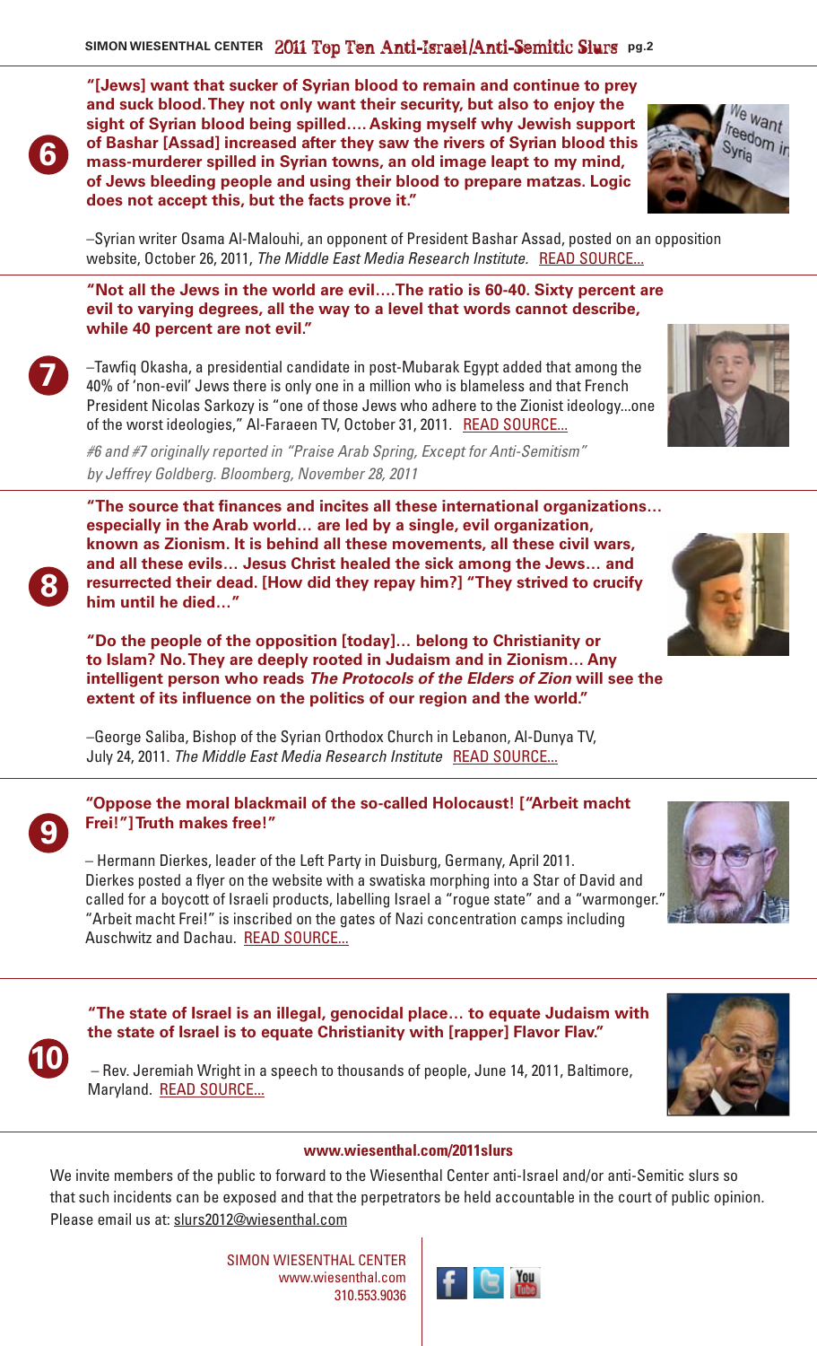**6**

**"[Jews] want that sucker of Syrian blood to remain and continue to prey and suck blood. They not only want their security, but also to enjoy the sight of Syrian blood being spilled…. Asking myself why Jewish support of Bashar [Assad] increased after they saw the rivers of Syrian blood this mass-murderer spilled in Syrian towns, an old image leapt to my mind, of Jews bleeding people and using their blood to prepare matzas. Logic does not accept this, but the facts prove it."**

–Syrian writer Osama Al-Malouhi, an opponent of President Bashar Assad, posted on an opposition website, October 26, 2011, *The Middle East Media Research Institute.* READ SOURCE...

**7**

**"Not all the Jews in the world are evil….The ratio is 60-40. Sixty percent are evil to varying degrees, all the way to a level that words cannot describe, while 40 percent are not evil."**

–Tawfiq Okasha, a presidential candidate in post-Mubarak Egypt added that among the 40% of 'non-evil' Jews there is only one in a million who is blameless and that French President Nicolas Sarkozy is "one of those Jews who adhere to the Zionist ideology...one of the worst ideologies," Al-Faraeen TV, October 31, 2011. READ SOURCE...

*#6 and #7 originally reported in "Praise Arab Spring, Except for Anti-Semitism" by Jeffrey Goldberg. Bloomberg, November 28, 2011*

**8**

**"The source that finances and incites all these international organizations… especially in the Arab world… are led by a single, evil organization, known as Zionism. It is behind all these movements, all these civil wars, and all these evils… Jesus Christ healed the sick among the Jews… and resurrected their dead. [How did they repay him?] "They strived to crucify him until he died…"**

**"Do the people of the opposition [today]… belong to Christianity or to Islam? No. They are deeply rooted in Judaism and in Zionism… Any intelligent person who reads *The Protocols of the Elders of Zion* will see the extent of its influence on the politics of our region and the world."**

–George Saliba, Bishop of the Syrian Orthodox Church in Lebanon, Al-Dunya TV, July 24, 2011. *The Middle East Media Research Institute* READ SOURCE...

**9**

**"Oppose the moral blackmail of the so-called Holocaust! ["Arbeit macht Frei!"] Truth makes free!"**

– Hermann Dierkes, leader of the Left Party in Duisburg, Germany, April 2011. Dierkes posted a flyer on the website with a swatiska morphing into a Star of David and called for a boycott of Israeli products, labelling Israel a "rogue state" and a "warmonger." "Arbeit macht Frei!" is inscribed on the gates of Nazi concentration camps including Auschwitz and Dachau. READ SOURCE...

**10**

**"The state of Israel is an illegal, genocidal place… to equate Judaism with the state of Israel is to equate Christianity with [rapper] Flavor Flav."**

– Rev. Jeremiah Wright in a speech to thousands of people, June 14, 2011, Baltimore, Maryland. READ SOURCE...

**www.wiesenthal.com/2011slurs**

We invite members of the public to forward to the Wiesenthal Center anti-Israel and/or anti-Semitic slurs so that such incidents can be exposed and that the perpetrators be held accountable in the court of public opinion. Please email us at: slurs2012@wiesenthal.com

SIMON WIESENTHAL CENTER
www.wiesenthal.com
310.553.9036